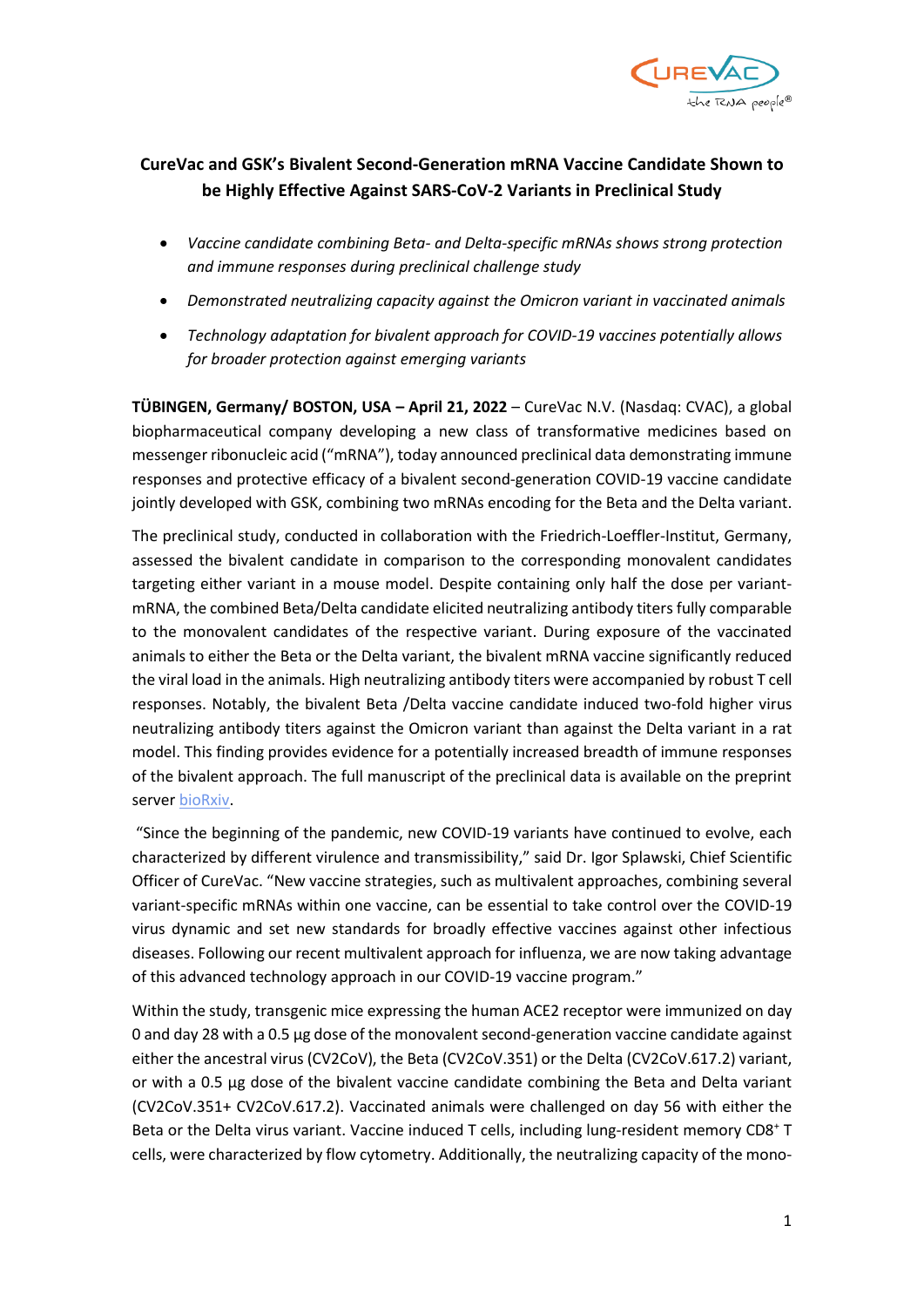# CureVac and GSK's Bivalent Second-Generation mRNA Vaccine Candidate Shown to be Highly Effective Against SARS-CoV-2 Variants in Preclinical Study

- *Vaccine candidate combining Beta- and Delta-specific mRNAs shows strong protection and immune responses during preclinical challenge study*
- *Demonstrated neutralizing capacity against the Omicron variant in vaccinated animals*
- *Technology adaptation for bivalent approach for COVID-19 vaccines potentially allows for broader protection against emerging variants*

**TÜBINGEN, Germany/ BOSTON, USA – April 21, 2022** – CureVac N.V. (Nasdaq: CVAC), a global biopharmaceutical company developing a new class of transformative medicines based on messenger ribonucleic acid ("mRNA"), today announced preclinical data demonstrating immune responses and protective efficacy of a bivalent second-generation COVID-19 vaccine candidate jointly developed with GSK, combining two mRNAs encoding for the Beta and the Delta variant.

The preclinical study, conducted in collaboration with the Friedrich-Loeffler-Institut, Germany, assessed the bivalent candidate in comparison to the corresponding monovalent candidates targeting either variant in a mouse model. Despite containing only half the dose per variant-mRNA, the combined Beta/Delta candidate elicited neutralizing antibody titers fully comparable to the monovalent candidates of the respective variant. During exposure of the vaccinated animals to either the Beta or the Delta variant, the bivalent mRNA vaccine significantly reduced the viral load in the animals. High neutralizing antibody titers were accompanied by robust T cell responses. Notably, the bivalent Beta /Delta vaccine candidate induced two-fold higher virus neutralizing antibody titers against the Omicron variant than against the Delta variant in a rat model. This finding provides evidence for a potentially increased breadth of immune responses of the bivalent approach. The full manuscript of the preclinical data is available on the preprint server bioRxiv.

"Since the beginning of the pandemic, new COVID-19 variants have continued to evolve, each characterized by different virulence and transmissibility," said Dr. Igor Splawski, Chief Scientific Officer of CureVac. "New vaccine strategies, such as multivalent approaches, combining several variant-specific mRNAs within one vaccine, can be essential to take control over the COVID-19 virus dynamic and set new standards for broadly effective vaccines against other infectious diseases. Following our recent multivalent approach for influenza, we are now taking advantage of this advanced technology approach in our COVID-19 vaccine program."

Within the study, transgenic mice expressing the human ACE2 receptor were immunized on day 0 and day 28 with a 0.5 µg dose of the monovalent second-generation vaccine candidate against either the ancestral virus (CV2CoV), the Beta (CV2CoV.351) or the Delta (CV2CoV.617.2) variant, or with a 0.5 µg dose of the bivalent vaccine candidate combining the Beta and Delta variant (CV2CoV.351+ CV2CoV.617.2). Vaccinated animals were challenged on day 56 with either the Beta or the Delta virus variant. Vaccine induced T cells, including lung-resident memory $CD8^+$ T cells, were characterized by flow cytometry. Additionally, the neutralizing capacity of the mono-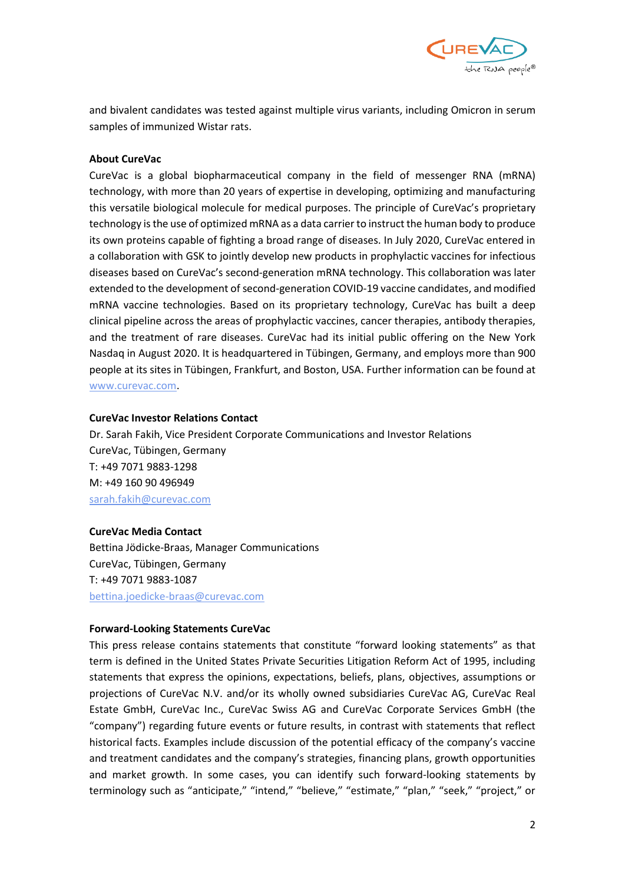and bivalent candidates was tested against multiple virus variants, including Omicron in serum samples of immunized Wistar rats.

**About CureVac**

CureVac is a global biopharmaceutical company in the field of messenger RNA (mRNA) technology, with more than 20 years of expertise in developing, optimizing and manufacturing this versatile biological molecule for medical purposes. The principle of CureVac's proprietary technology is the use of optimized mRNA as a data carrier to instruct the human body to produce its own proteins capable of fighting a broad range of diseases. In July 2020, CureVac entered in a collaboration with GSK to jointly develop new products in prophylactic vaccines for infectious diseases based on CureVac's second-generation mRNA technology. This collaboration was later extended to the development of second-generation COVID-19 vaccine candidates, and modified mRNA vaccine technologies. Based on its proprietary technology, CureVac has built a deep clinical pipeline across the areas of prophylactic vaccines, cancer therapies, antibody therapies, and the treatment of rare diseases. CureVac had its initial public offering on the New York Nasdaq in August 2020. It is headquartered in Tübingen, Germany, and employs more than 900 people at its sites in Tübingen, Frankfurt, and Boston, USA. Further information can be found at www.curevac.com.

**CureVac Investor Relations Contact**

Dr. Sarah Fakih, Vice President Corporate Communications and Investor Relations
CureVac, Tübingen, Germany
T: +49 7071 9883-1298
M: +49 160 90 496949
sarah.fakih@curevac.com

**CureVac Media Contact**

Bettina Jödicke-Braas, Manager Communications
CureVac, Tübingen, Germany
T: +49 7071 9883-1087
bettina.joedicke-braas@curevac.com

**Forward-Looking Statements CureVac**

This press release contains statements that constitute "forward looking statements" as that term is defined in the United States Private Securities Litigation Reform Act of 1995, including statements that express the opinions, expectations, beliefs, plans, objectives, assumptions or projections of CureVac N.V. and/or its wholly owned subsidiaries CureVac AG, CureVac Real Estate GmbH, CureVac Inc., CureVac Swiss AG and CureVac Corporate Services GmbH (the "company") regarding future events or future results, in contrast with statements that reflect historical facts. Examples include discussion of the potential efficacy of the company's vaccine and treatment candidates and the company's strategies, financing plans, growth opportunities and market growth. In some cases, you can identify such forward-looking statements by terminology such as "anticipate," "intend," "believe," "estimate," "plan," "seek," "project," or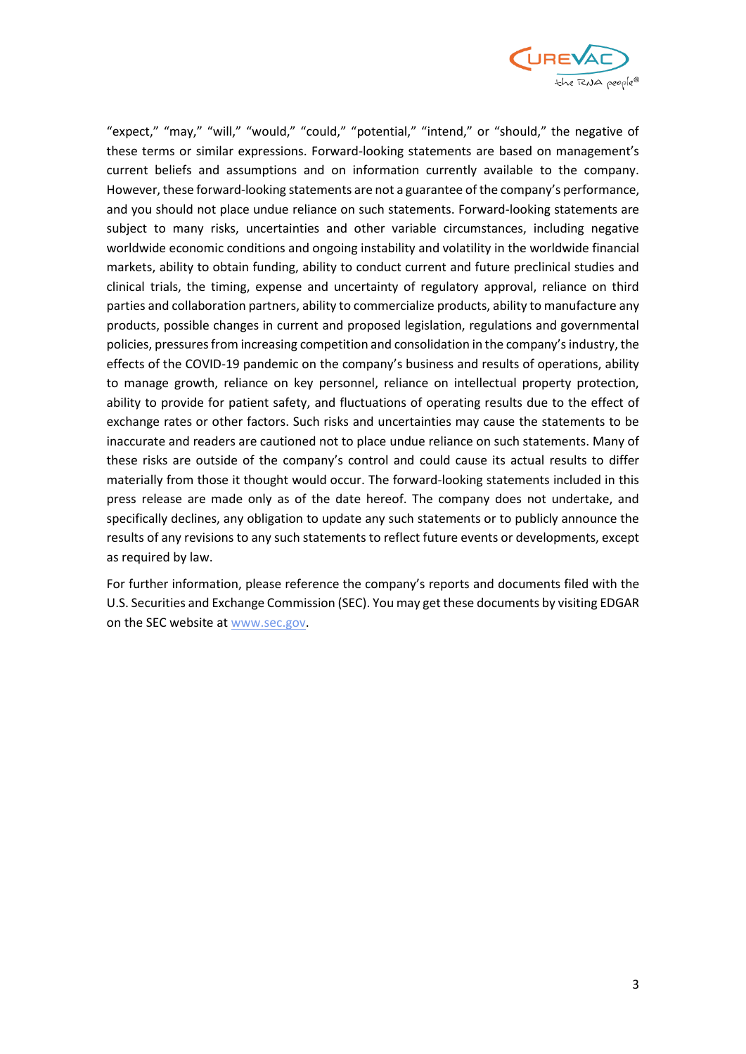"expect," "may," "will," "would," "could," "potential," "intend," or "should," the negative of these terms or similar expressions. Forward-looking statements are based on management's current beliefs and assumptions and on information currently available to the company. However, these forward-looking statements are not a guarantee of the company's performance, and you should not place undue reliance on such statements. Forward-looking statements are subject to many risks, uncertainties and other variable circumstances, including negative worldwide economic conditions and ongoing instability and volatility in the worldwide financial markets, ability to obtain funding, ability to conduct current and future preclinical studies and clinical trials, the timing, expense and uncertainty of regulatory approval, reliance on third parties and collaboration partners, ability to commercialize products, ability to manufacture any products, possible changes in current and proposed legislation, regulations and governmental policies, pressures from increasing competition and consolidation in the company's industry, the effects of the COVID-19 pandemic on the company's business and results of operations, ability to manage growth, reliance on key personnel, reliance on intellectual property protection, ability to provide for patient safety, and fluctuations of operating results due to the effect of exchange rates or other factors. Such risks and uncertainties may cause the statements to be inaccurate and readers are cautioned not to place undue reliance on such statements. Many of these risks are outside of the company's control and could cause its actual results to differ materially from those it thought would occur. The forward-looking statements included in this press release are made only as of the date hereof. The company does not undertake, and specifically declines, any obligation to update any such statements or to publicly announce the results of any revisions to any such statements to reflect future events or developments, except as required by law.

For further information, please reference the company's reports and documents filed with the U.S. Securities and Exchange Commission (SEC). You may get these documents by visiting EDGAR on the SEC website at www.sec.gov.